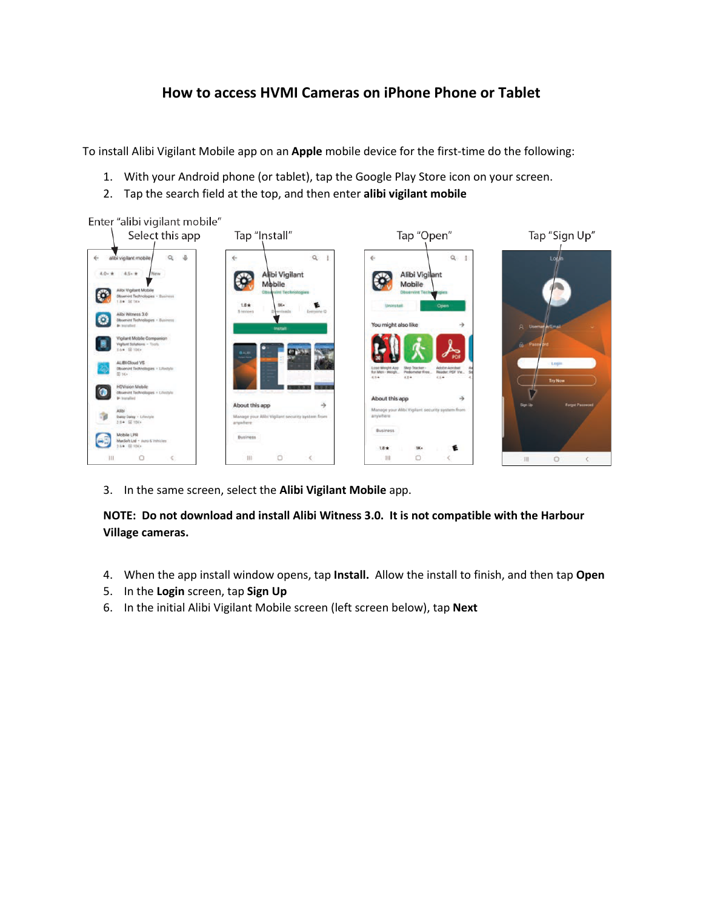# How to access HVMI Cameras on iPhone Phone or Tablet

To install Alibi Vigilant Mobile app on an **Apple** mobile device for the first-time do the following:

1. With your Android phone (or tablet), tap the Google Play Store icon on your screen.
2. Tap the search field at the top, and then enter **alibi vigilant mobile**

Enter "alibi vigilant mobile" Select this app | Tap "Install" | Tap "Open" | Tap "Sign Up"

3. In the same screen, select the **Alibi Vigilant Mobile** app.

**NOTE: Do not download and install Alibi Witness 3.0. It is not compatible with the Harbour Village cameras.**

4. When the app install window opens, tap **Install.** Allow the install to finish, and then tap **Open**
5. In the **Login** screen, tap **Sign Up**
6. In the initial Alibi Vigilant Mobile screen (left screen below), tap **Next**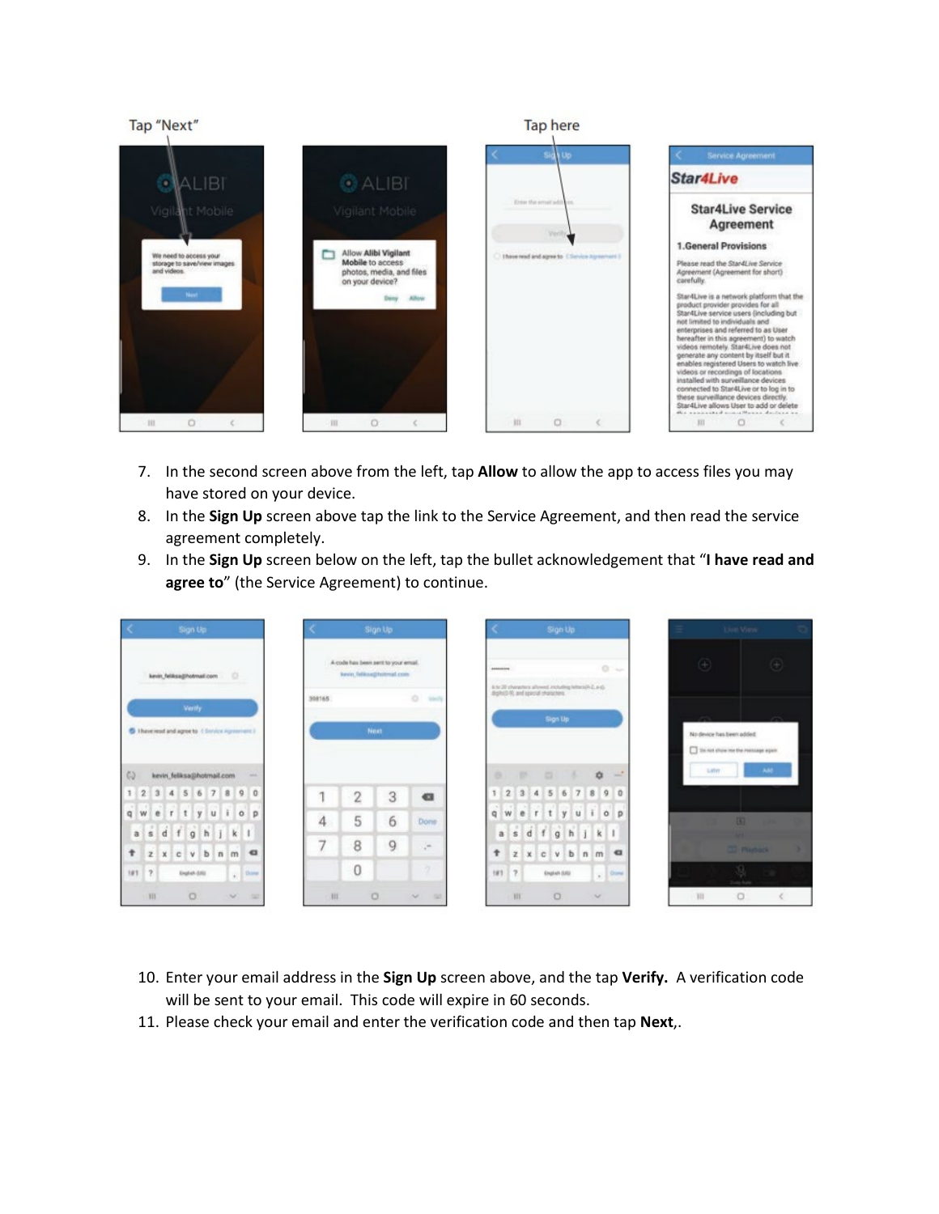Tap "Next"

Tap here

7. In the second screen above from the left, tap **Allow** to allow the app to access files you may have stored on your device.
8. In the **Sign Up** screen above tap the link to the Service Agreement, and then read the service agreement completely.
9. In the **Sign Up** screen below on the left, tap the bullet acknowledgement that "**I have read and agree to**" (the Service Agreement) to continue.

10. Enter your email address in the **Sign Up** screen above, and the tap **Verify.** A verification code will be sent to your email. This code will expire in 60 seconds.
11. Please check your email and enter the verification code and then tap **Next**,.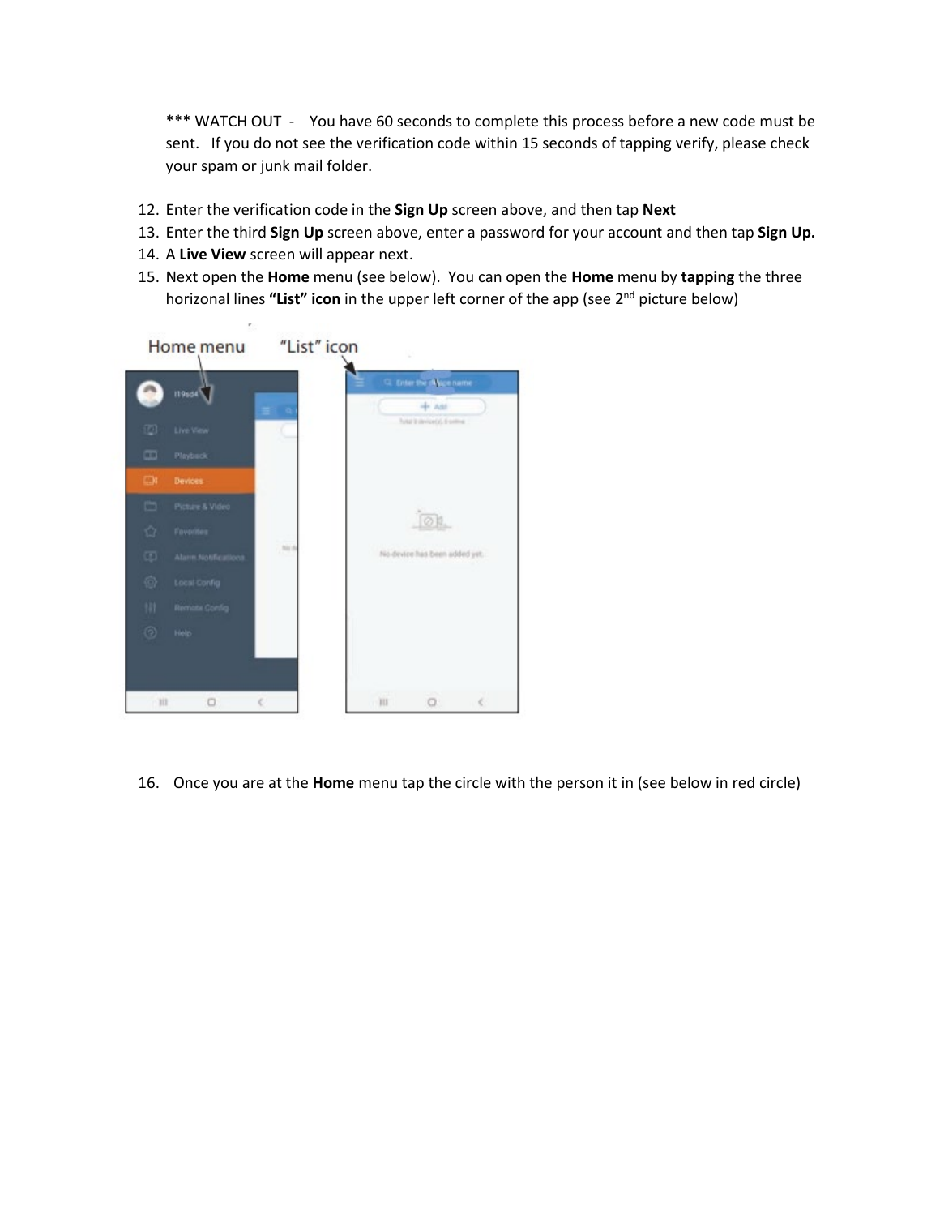*** WATCH OUT -   You have 60 seconds to complete this process before a new code must be sent.   If you do not see the verification code within 15 seconds of tapping verify, please check your spam or junk mail folder.

12. Enter the verification code in the **Sign Up** screen above, and then tap **Next**
13. Enter the third **Sign Up** screen above, enter a password for your account and then tap **Sign Up.**
14. A **Live View** screen will appear next.
15. Next open the **Home** menu (see below).  You can open the **Home** menu by **tapping** the three horizonal lines **"List" icon** in the upper left corner of the app (see 2nd picture below)

16. Once you are at the **Home** menu tap the circle with the person it in (see below in red circle)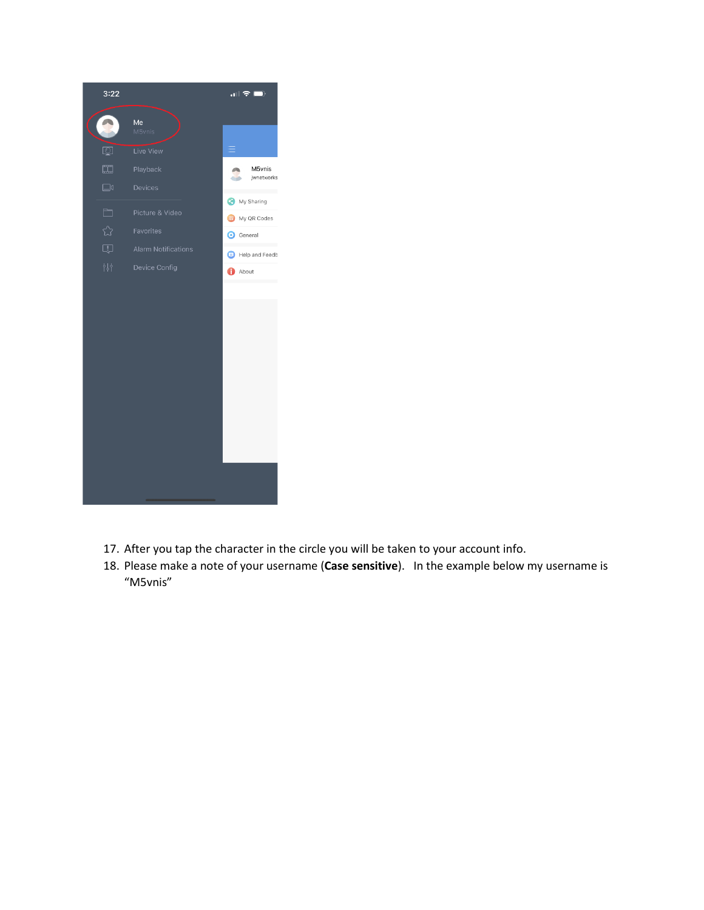17. After you tap the character in the circle you will be taken to your account info.
18. Please make a note of your username (**Case sensitive**). In the example below my username is "M5vnis"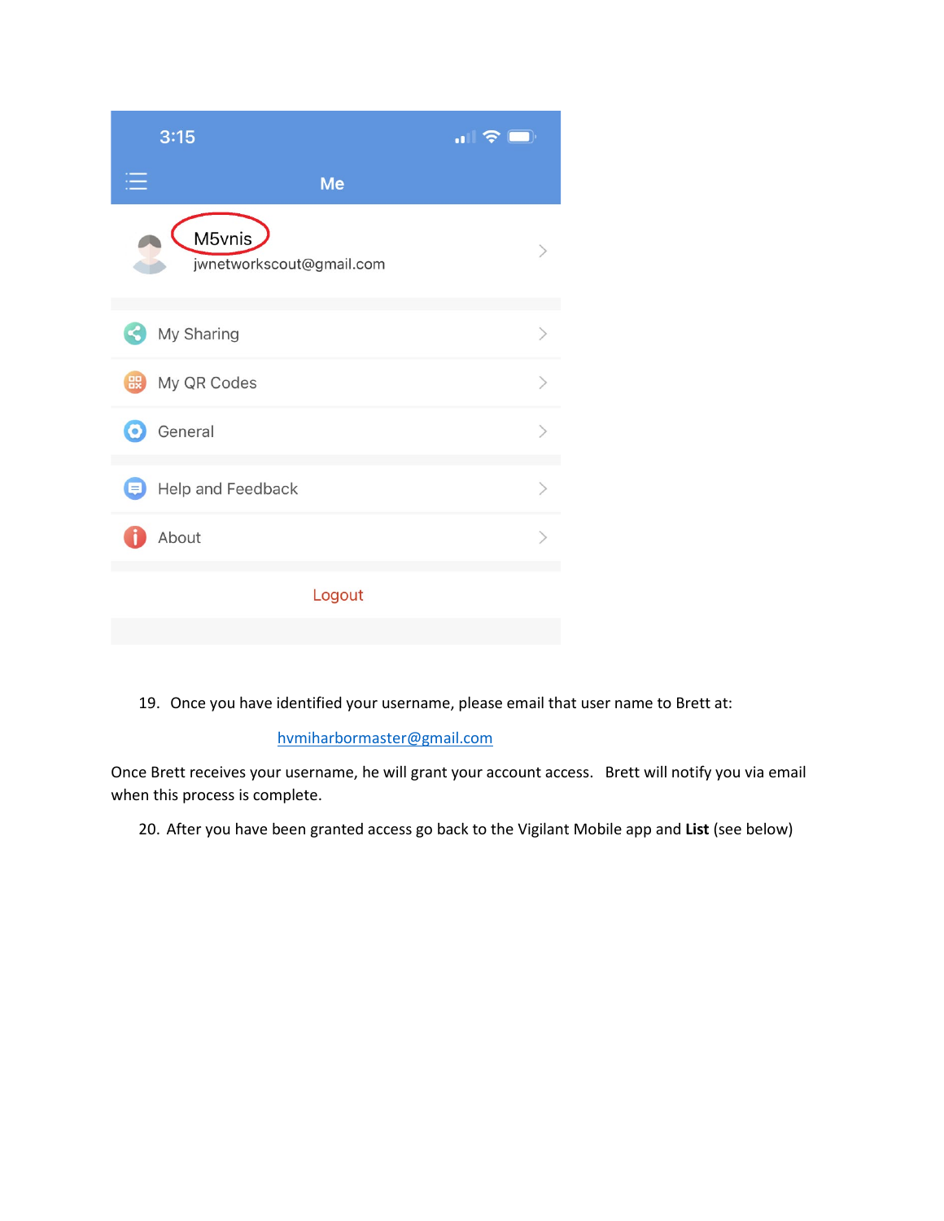19. Once you have identified your username, please email that user name to Brett at:

[hvmiharbormaster@gmail.com](mailto:hvmiharbormaster@gmail.com)

Once Brett receives your username, he will grant your account access. Brett will notify you via email when this process is complete.

20. After you have been granted access go back to the Vigilant Mobile app and **List** (see below)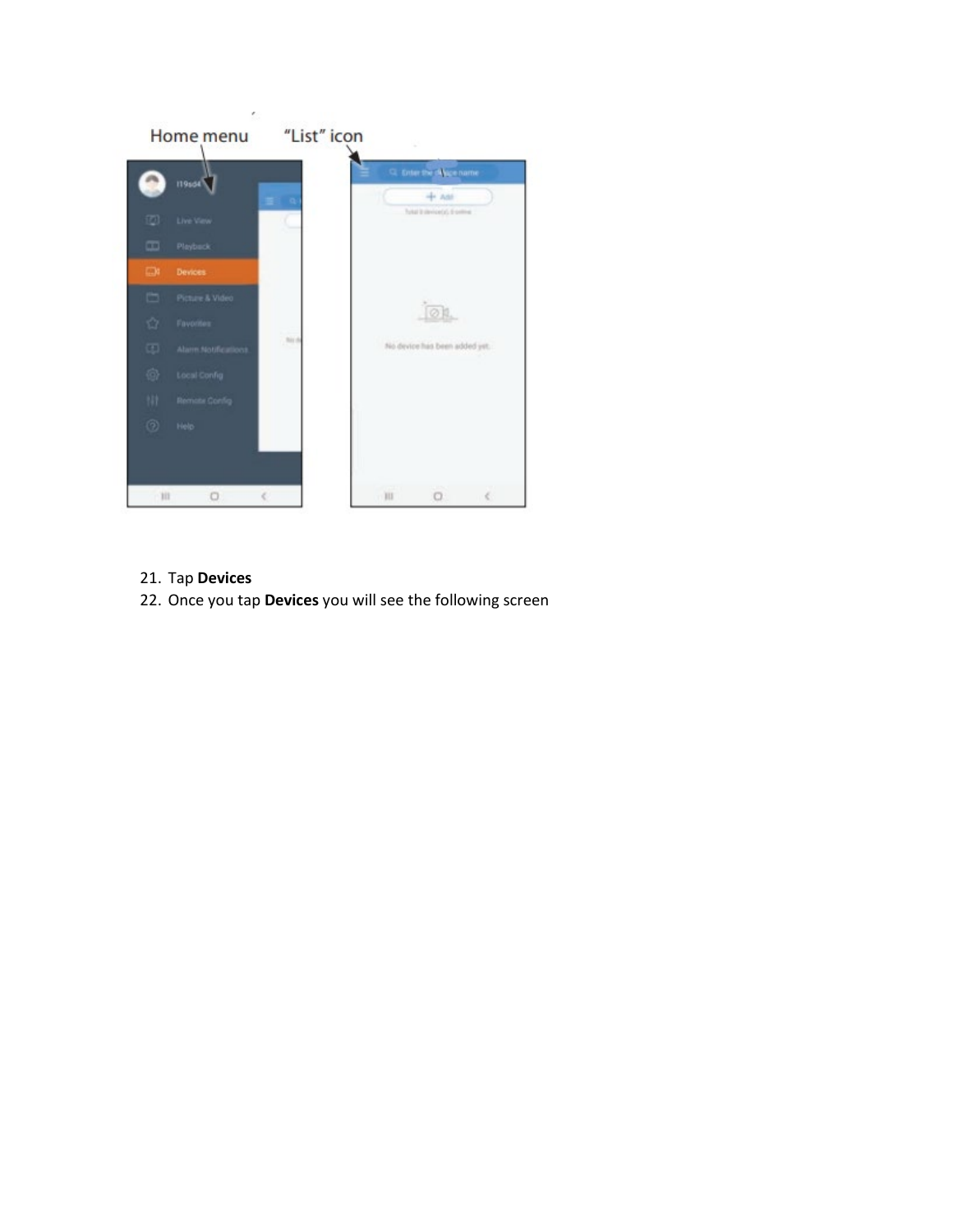21. Tap **Devices**
22. Once you tap **Devices** you will see the following screen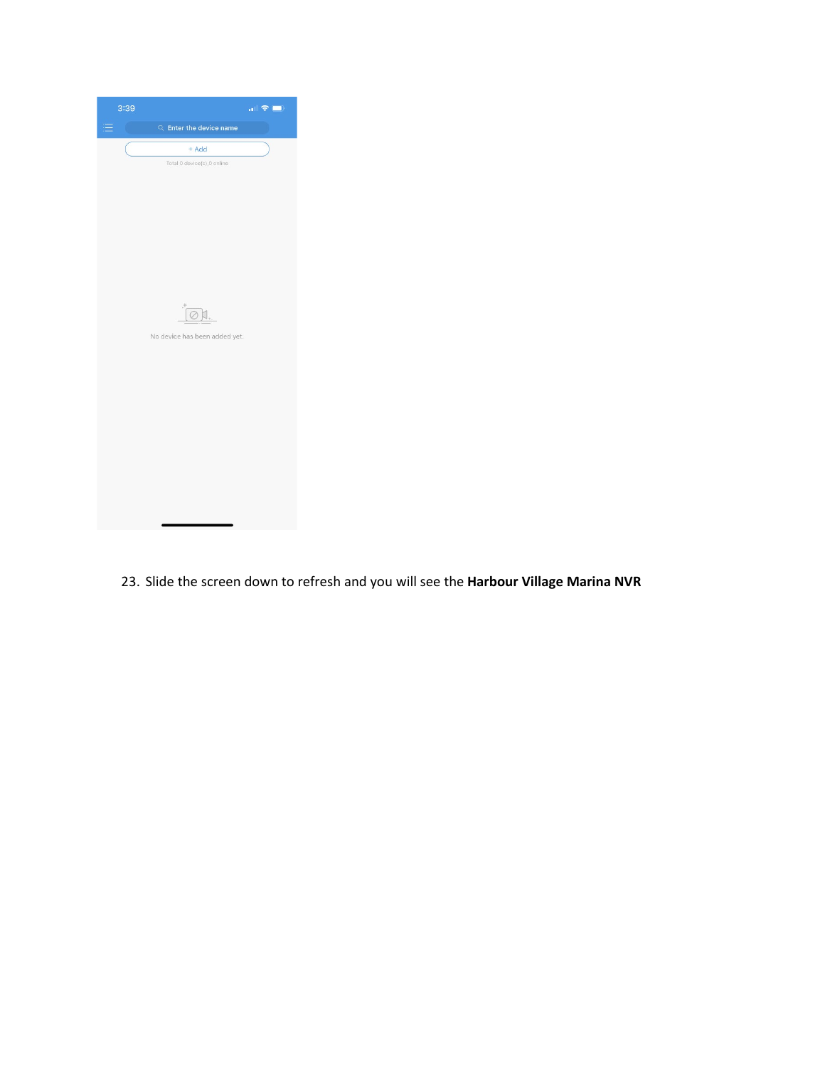23. Slide the screen down to refresh and you will see the **Harbour Village Marina NVR**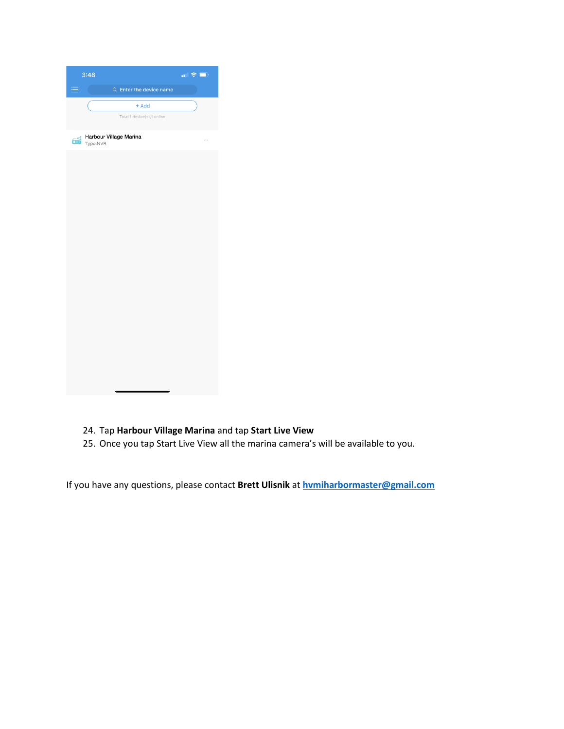24. Tap **Harbour Village Marina** and tap **Start Live View**
25. Once you tap Start Live View all the marina camera's will be available to you.

If you have any questions, please contact **Brett Ulisnik** at **hvmiharbormaster@gmail.com**